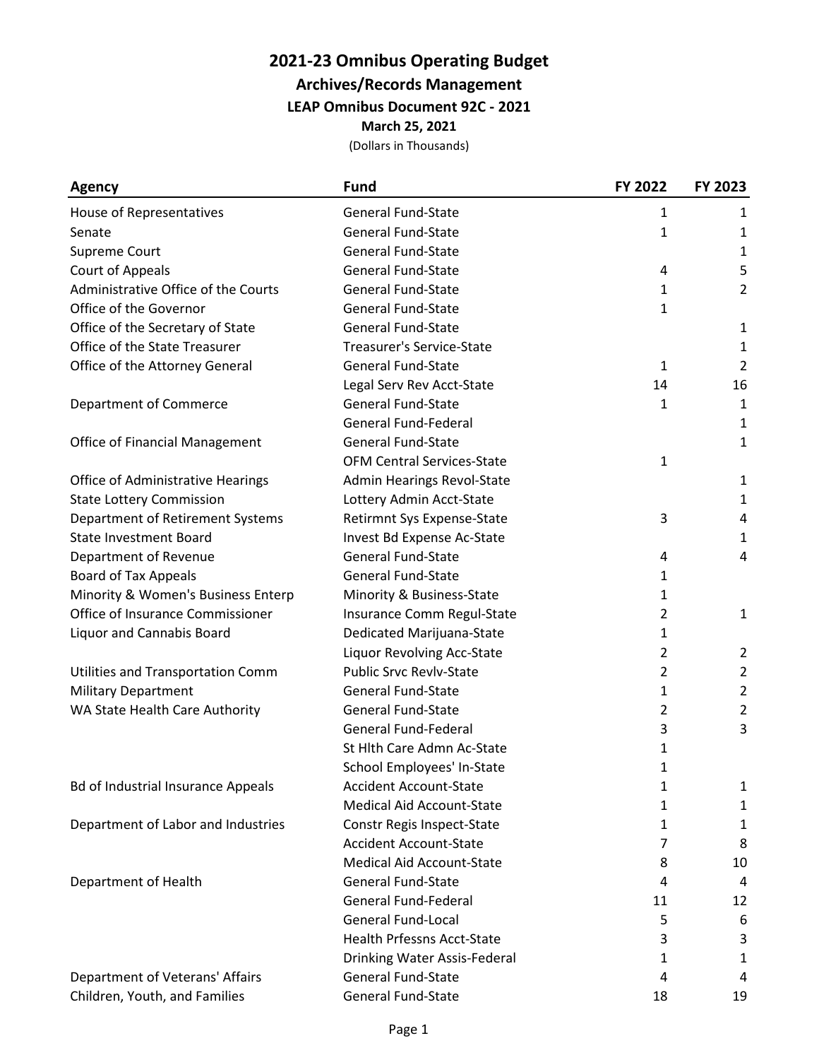# 2021-23 Omnibus Operating Budget

## Archives/Records Management

### LEAP Omnibus Document 92C - 2021

**March 25, 2021**

(Dollars in Thousands)

| Agency | Fund | FY 2022 | FY 2023 |
|---|---|---|---|
| House of Representatives | General Fund-State | 1 | 1 |
| Senate | General Fund-State | 1 | 1 |
| Supreme Court | General Fund-State | | 1 |
| Court of Appeals | General Fund-State | 4 | 5 |
| Administrative Office of the Courts | General Fund-State | 1 | 2 |
| Office of the Governor | General Fund-State | 1 | |
| Office of the Secretary of State | General Fund-State | | 1 |
| Office of the State Treasurer | Treasurer's Service-State | | 1 |
| Office of the Attorney General | General Fund-State | 1 | 2 |
| | Legal Serv Rev Acct-State | 14 | 16 |
| Department of Commerce | General Fund-State | 1 | 1 |
| | General Fund-Federal | | 1 |
| Office of Financial Management | General Fund-State | | 1 |
| | OFM Central Services-State | 1 | |
| Office of Administrative Hearings | Admin Hearings Revol-State | | 1 |
| State Lottery Commission | Lottery Admin Acct-State | | 1 |
| Department of Retirement Systems | Retirmnt Sys Expense-State | 3 | 4 |
| State Investment Board | Invest Bd Expense Ac-State | | 1 |
| Department of Revenue | General Fund-State | 4 | 4 |
| Board of Tax Appeals | General Fund-State | 1 | |
| Minority & Women's Business Enterp | Minority & Business-State | 1 | |
| Office of Insurance Commissioner | Insurance Comm Regul-State | 2 | 1 |
| Liquor and Cannabis Board | Dedicated Marijuana-State | 1 | |
| | Liquor Revolving Acc-State | 2 | 2 |
| Utilities and Transportation Comm | Public Srvc Revlv-State | 2 | 2 |
| Military Department | General Fund-State | 1 | 2 |
| WA State Health Care Authority | General Fund-State | 2 | 2 |
| | General Fund-Federal | 3 | 3 |
| | St Hlth Care Admn Ac-State | 1 | |
| | School Employees' In-State | 1 | |
| Bd of Industrial Insurance Appeals | Accident Account-State | 1 | 1 |
| | Medical Aid Account-State | 1 | 1 |
| Department of Labor and Industries | Constr Regis Inspect-State | 1 | 1 |
| | Accident Account-State | 7 | 8 |
| | Medical Aid Account-State | 8 | 10 |
| Department of Health | General Fund-State | 4 | 4 |
| | General Fund-Federal | 11 | 12 |
| | General Fund-Local | 5 | 6 |
| | Health Prfessns Acct-State | 3 | 3 |
| | Drinking Water Assis-Federal | 1 | 1 |
| Department of Veterans' Affairs | General Fund-State | 4 | 4 |
| Children, Youth, and Families | General Fund-State | 18 | 19 |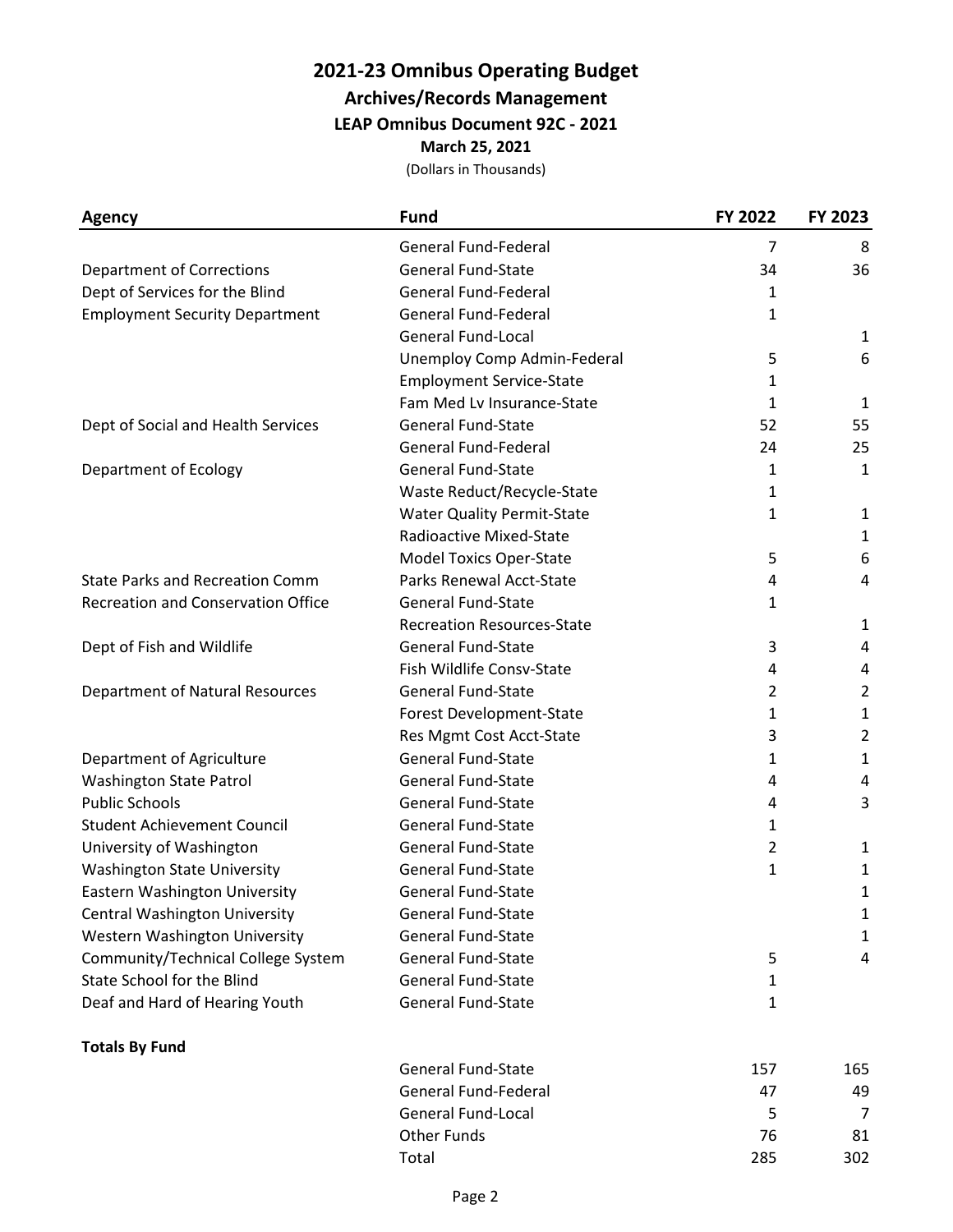# 2021-23 Omnibus Operating Budget

## Archives/Records Management

### LEAP Omnibus Document 92C - 2021

**March 25, 2021**

(Dollars in Thousands)

| Agency | Fund | FY 2022 | FY 2023 |
|---|---|---|---|
| | General Fund-Federal | 7 | 8 |
| Department of Corrections | General Fund-State | 34 | 36 |
| Dept of Services for the Blind | General Fund-Federal | 1 | |
| Employment Security Department | General Fund-Federal | 1 | |
| | General Fund-Local | | 1 |
| | Unemploy Comp Admin-Federal | 5 | 6 |
| | Employment Service-State | 1 | |
| | Fam Med Lv Insurance-State | 1 | 1 |
| Dept of Social and Health Services | General Fund-State | 52 | 55 |
| | General Fund-Federal | 24 | 25 |
| Department of Ecology | General Fund-State | 1 | 1 |
| | Waste Reduct/Recycle-State | 1 | |
| | Water Quality Permit-State | 1 | 1 |
| | Radioactive Mixed-State | | 1 |
| | Model Toxics Oper-State | 5 | 6 |
| State Parks and Recreation Comm | Parks Renewal Acct-State | 4 | 4 |
| Recreation and Conservation Office | General Fund-State | 1 | |
| | Recreation Resources-State | | 1 |
| Dept of Fish and Wildlife | General Fund-State | 3 | 4 |
| | Fish Wildlife Consv-State | 4 | 4 |
| Department of Natural Resources | General Fund-State | 2 | 2 |
| | Forest Development-State | 1 | 1 |
| | Res Mgmt Cost Acct-State | 3 | 2 |
| Department of Agriculture | General Fund-State | 1 | 1 |
| Washington State Patrol | General Fund-State | 4 | 4 |
| Public Schools | General Fund-State | 4 | 3 |
| Student Achievement Council | General Fund-State | 1 | |
| University of Washington | General Fund-State | 2 | 1 |
| Washington State University | General Fund-State | 1 | 1 |
| Eastern Washington University | General Fund-State | | 1 |
| Central Washington University | General Fund-State | | 1 |
| Western Washington University | General Fund-State | | 1 |
| Community/Technical College System | General Fund-State | 5 | 4 |
| State School for the Blind | General Fund-State | 1 | |
| Deaf and Hard of Hearing Youth | General Fund-State | 1 | |
| **Totals By Fund** | | | |
| | General Fund-State | 157 | 165 |
| | General Fund-Federal | 47 | 49 |
| | General Fund-Local | 5 | 7 |
| | Other Funds | 76 | 81 |
| | Total | 285 | 302 |